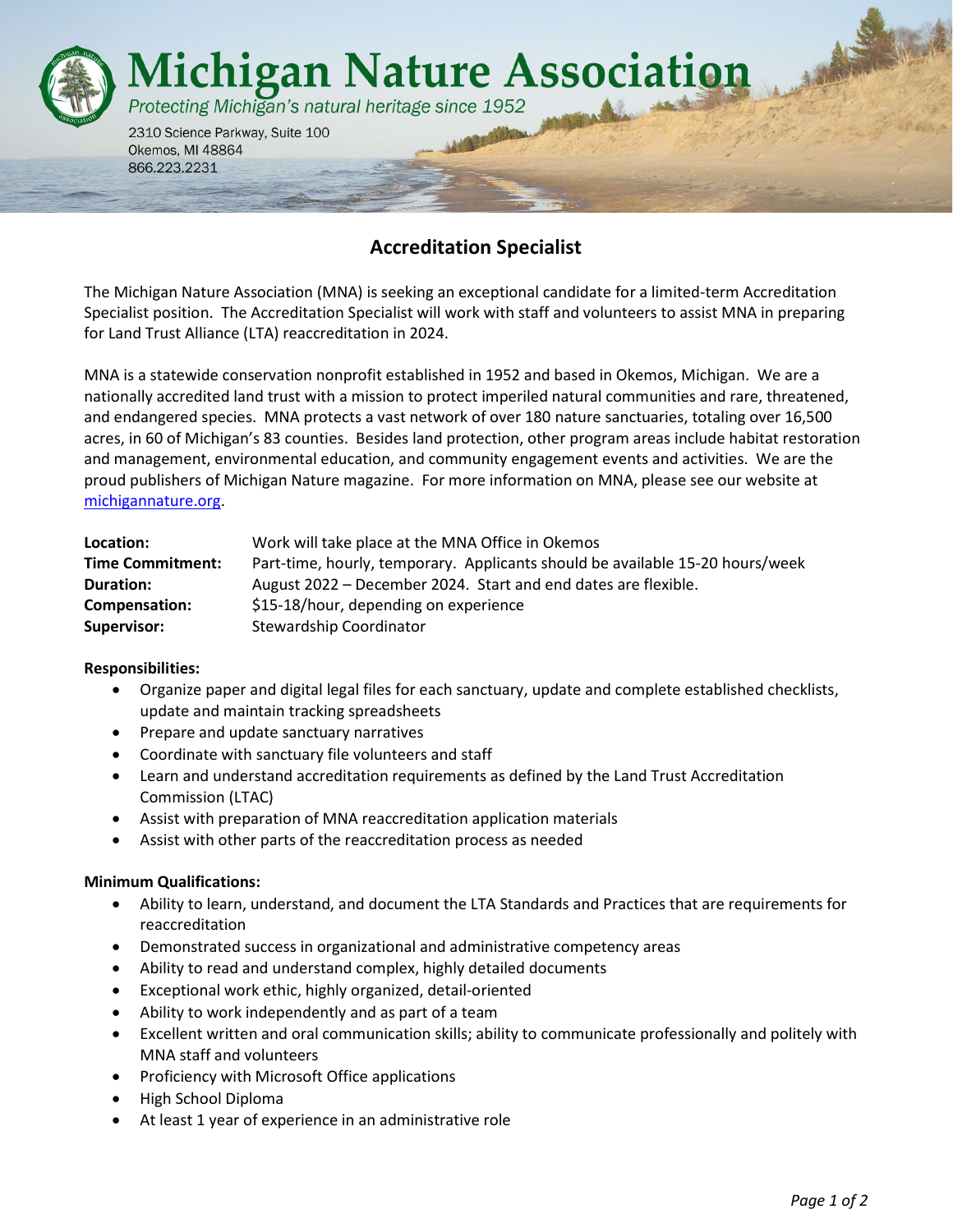# Michigan Nature Association

*Protecting Michigan's natural heritage since 1952*

2310 Science Parkway, Suite 100
Okemos, MI 48864
866.223.2231

## Accreditation Specialist

The Michigan Nature Association (MNA) is seeking an exceptional candidate for a limited-term Accreditation Specialist position. The Accreditation Specialist will work with staff and volunteers to assist MNA in preparing for Land Trust Alliance (LTA) reaccreditation in 2024.

MNA is a statewide conservation nonprofit established in 1952 and based in Okemos, Michigan. We are a nationally accredited land trust with a mission to protect imperiled natural communities and rare, threatened, and endangered species. MNA protects a vast network of over 180 nature sanctuaries, totaling over 16,500 acres, in 60 of Michigan's 83 counties. Besides land protection, other program areas include habitat restoration and management, environmental education, and community engagement events and activities. We are the proud publishers of Michigan Nature magazine. For more information on MNA, please see our website at michigannature.org.

| | |
|---|---|
| **Location:** | Work will take place at the MNA Office in Okemos |
| **Time Commitment:** | Part-time, hourly, temporary. Applicants should be available 15-20 hours/week |
| **Duration:** | August 2022 – December 2024. Start and end dates are flexible. |
| **Compensation:** | $15-18/hour, depending on experience |
| **Supervisor:** | Stewardship Coordinator |

**Responsibilities:**

- Organize paper and digital legal files for each sanctuary, update and complete established checklists, update and maintain tracking spreadsheets
- Prepare and update sanctuary narratives
- Coordinate with sanctuary file volunteers and staff
- Learn and understand accreditation requirements as defined by the Land Trust Accreditation Commission (LTAC)
- Assist with preparation of MNA reaccreditation application materials
- Assist with other parts of the reaccreditation process as needed

**Minimum Qualifications:**

- Ability to learn, understand, and document the LTA Standards and Practices that are requirements for reaccreditation
- Demonstrated success in organizational and administrative competency areas
- Ability to read and understand complex, highly detailed documents
- Exceptional work ethic, highly organized, detail-oriented
- Ability to work independently and as part of a team
- Excellent written and oral communication skills; ability to communicate professionally and politely with MNA staff and volunteers
- Proficiency with Microsoft Office applications
- High School Diploma
- At least 1 year of experience in an administrative role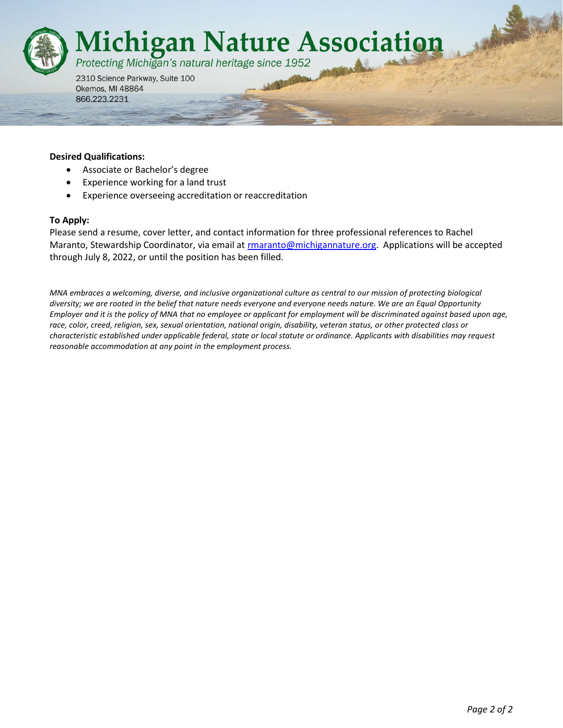# Michigan Nature Association

*Protecting Michigan's natural heritage since 1952*

2310 Science Parkway, Suite 100
Okemos, MI 48864
866.223.2231

**Desired Qualifications:**

- Associate or Bachelor's degree
- Experience working for a land trust
- Experience overseeing accreditation or reaccreditation

**To Apply:**

Please send a resume, cover letter, and contact information for three professional references to Rachel Maranto, Stewardship Coordinator, via email at rmaranto@michigannature.org. Applications will be accepted through July 8, 2022, or until the position has been filled.

*MNA embraces a welcoming, diverse, and inclusive organizational culture as central to our mission of protecting biological diversity; we are rooted in the belief that nature needs everyone and everyone needs nature. We are an Equal Opportunity Employer and it is the policy of MNA that no employee or applicant for employment will be discriminated against based upon age, race, color, creed, religion, sex, sexual orientation, national origin, disability, veteran status, or other protected class or characteristic established under applicable federal, state or local statute or ordinance. Applicants with disabilities may request reasonable accommodation at any point in the employment process.*